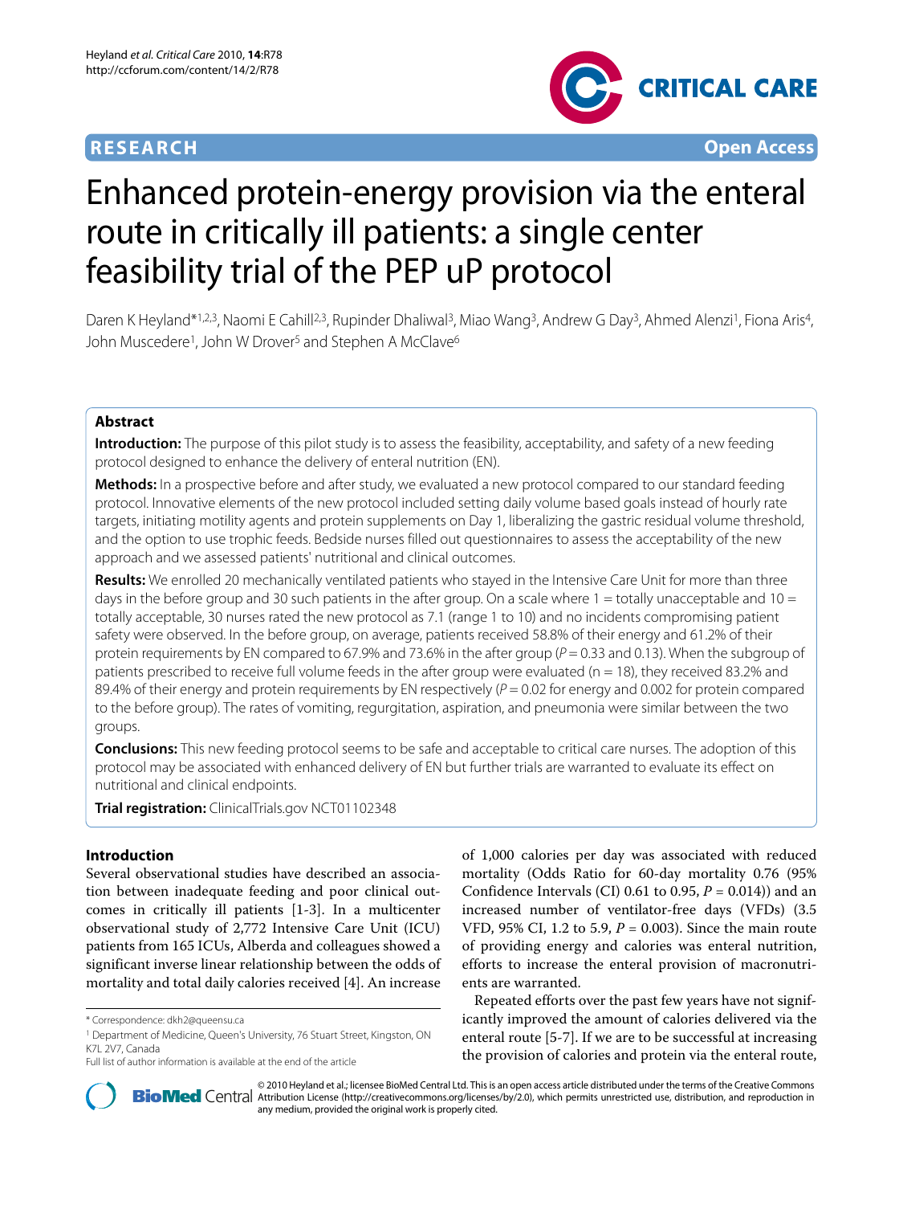**RESEARCH** **Open Access**

# Enhanced protein-energy provision via the enteral route in critically ill patients: a single center feasibility trial of the PEP uP protocol

Daren K Heyland*[1,2,3], Naomi E Cahill[2,3], Rupinder Dhaliwal[3], Miao Wang[3], Andrew G Day[3], Ahmed Alenzi[1], Fiona Aris[4], John Muscedere[1], John W Drover[5] and Stephen A McClave[6]

## Abstract

**Introduction:** The purpose of this pilot study is to assess the feasibility, acceptability, and safety of a new feeding protocol designed to enhance the delivery of enteral nutrition (EN).

**Methods:** In a prospective before and after study, we evaluated a new protocol compared to our standard feeding protocol. Innovative elements of the new protocol included setting daily volume based goals instead of hourly rate targets, initiating motility agents and protein supplements on Day 1, liberalizing the gastric residual volume threshold, and the option to use trophic feeds. Bedside nurses filled out questionnaires to assess the acceptability of the new approach and we assessed patients' nutritional and clinical outcomes.

**Results:** We enrolled 20 mechanically ventilated patients who stayed in the Intensive Care Unit for more than three days in the before group and 30 such patients in the after group. On a scale where 1 = totally unacceptable and 10 = totally acceptable, 30 nurses rated the new protocol as 7.1 (range 1 to 10) and no incidents compromising patient safety were observed. In the before group, on average, patients received 58.8% of their energy and 61.2% of their protein requirements by EN compared to 67.9% and 73.6% in the after group (*P* = 0.33 and 0.13). When the subgroup of patients prescribed to receive full volume feeds in the after group were evaluated (n = 18), they received 83.2% and 89.4% of their energy and protein requirements by EN respectively (*P* = 0.02 for energy and 0.002 for protein compared to the before group). The rates of vomiting, regurgitation, aspiration, and pneumonia were similar between the two groups.

**Conclusions:** This new feeding protocol seems to be safe and acceptable to critical care nurses. The adoption of this protocol may be associated with enhanced delivery of EN but further trials are warranted to evaluate its effect on nutritional and clinical endpoints.

**Trial registration:** ClinicalTrials.gov NCT01102348

## Introduction

Several observational studies have described an association between inadequate feeding and poor clinical outcomes in critically ill patients [1-3]. In a multicenter observational study of 2,772 Intensive Care Unit (ICU) patients from 165 ICUs, Alberda and colleagues showed a significant inverse linear relationship between the odds of mortality and total daily calories received [4]. An increase of 1,000 calories per day was associated with reduced mortality (Odds Ratio for 60-day mortality 0.76 (95% Confidence Intervals (CI) 0.61 to 0.95, *P* = 0.014)) and an increased number of ventilator-free days (VFDs) (3.5 VFD, 95% CI, 1.2 to 5.9, *P* = 0.003). Since the main route of providing energy and calories was enteral nutrition, efforts to increase the enteral provision of macronutrients are warranted.

Repeated efforts over the past few years have not significantly improved the amount of calories delivered via the enteral route [5-7]. If we are to be successful at increasing the provision of calories and protein via the enteral route,

\* Correspondence: dkh2@queensu.ca

[1] Department of Medicine, Queen's University, 76 Stuart Street, Kingston, ON K7L 2V7, Canada

Full list of author information is available at the end of the article

© 2010 Heyland et al.; licensee BioMed Central Ltd. This is an open access article distributed under the terms of the Creative Commons Attribution License (http://creativecommons.org/licenses/by/2.0), which permits unrestricted use, distribution, and reproduction in any medium, provided the original work is properly cited.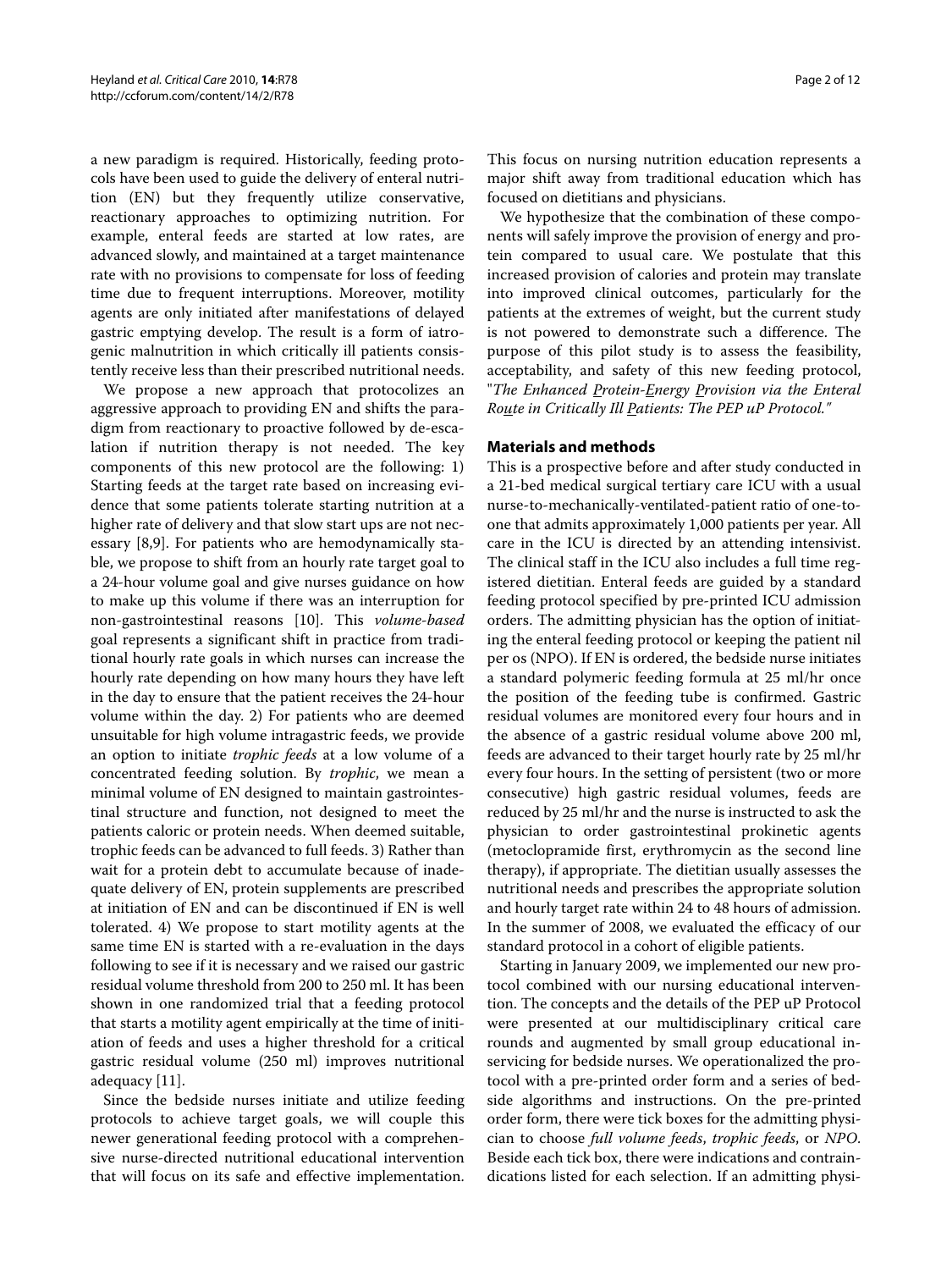a new paradigm is required. Historically, feeding protocols have been used to guide the delivery of enteral nutrition (EN) but they frequently utilize conservative, reactionary approaches to optimizing nutrition. For example, enteral feeds are started at low rates, are advanced slowly, and maintained at a target maintenance rate with no provisions to compensate for loss of feeding time due to frequent interruptions. Moreover, motility agents are only initiated after manifestations of delayed gastric emptying develop. The result is a form of iatrogenic malnutrition in which critically ill patients consistently receive less than their prescribed nutritional needs.

We propose a new approach that protocolizes an aggressive approach to providing EN and shifts the paradigm from reactionary to proactive followed by de-escalation if nutrition therapy is not needed. The key components of this new protocol are the following: 1) Starting feeds at the target rate based on increasing evidence that some patients tolerate starting nutrition at a higher rate of delivery and that slow start ups are not necessary [8,9]. For patients who are hemodynamically stable, we propose to shift from an hourly rate target goal to a 24-hour volume goal and give nurses guidance on how to make up this volume if there was an interruption for non-gastrointestinal reasons [10]. This *volume-based* goal represents a significant shift in practice from traditional hourly rate goals in which nurses can increase the hourly rate depending on how many hours they have left in the day to ensure that the patient receives the 24-hour volume within the day. 2) For patients who are deemed unsuitable for high volume intragastric feeds, we provide an option to initiate *trophic feeds* at a low volume of a concentrated feeding solution. By *trophic*, we mean a minimal volume of EN designed to maintain gastrointestinal structure and function, not designed to meet the patients caloric or protein needs. When deemed suitable, trophic feeds can be advanced to full feeds. 3) Rather than wait for a protein debt to accumulate because of inadequate delivery of EN, protein supplements are prescribed at initiation of EN and can be discontinued if EN is well tolerated. 4) We propose to start motility agents at the same time EN is started with a re-evaluation in the days following to see if it is necessary and we raised our gastric residual volume threshold from 200 to 250 ml. It has been shown in one randomized trial that a feeding protocol that starts a motility agent empirically at the time of initiation of feeds and uses a higher threshold for a critical gastric residual volume (250 ml) improves nutritional adequacy [11].

Since the bedside nurses initiate and utilize feeding protocols to achieve target goals, we will couple this newer generational feeding protocol with a comprehensive nurse-directed nutritional educational intervention that will focus on its safe and effective implementation. This focus on nursing nutrition education represents a major shift away from traditional education which has focused on dietitians and physicians.

We hypothesize that the combination of these components will safely improve the provision of energy and protein compared to usual care. We postulate that this increased provision of calories and protein may translate into improved clinical outcomes, particularly for the patients at the extremes of weight, but the current study is not powered to demonstrate such a difference. The purpose of this pilot study is to assess the feasibility, acceptability, and safety of this new feeding protocol, "*The Enhanced Protein-Energy Provision via the Enteral Route in Critically Ill Patients: The PEP uP Protocol.*"

## Materials and methods

This is a prospective before and after study conducted in a 21-bed medical surgical tertiary care ICU with a usual nurse-to-mechanically-ventilated-patient ratio of one-to-one that admits approximately 1,000 patients per year. All care in the ICU is directed by an attending intensivist. The clinical staff in the ICU also includes a full time registered dietitian. Enteral feeds are guided by a standard feeding protocol specified by pre-printed ICU admission orders. The admitting physician has the option of initiating the enteral feeding protocol or keeping the patient nil per os (NPO). If EN is ordered, the bedside nurse initiates a standard polymeric feeding formula at 25 ml/hr once the position of the feeding tube is confirmed. Gastric residual volumes are monitored every four hours and in the absence of a gastric residual volume above 200 ml, feeds are advanced to their target hourly rate by 25 ml/hr every four hours. In the setting of persistent (two or more consecutive) high gastric residual volumes, feeds are reduced by 25 ml/hr and the nurse is instructed to ask the physician to order gastrointestinal prokinetic agents (metoclopramide first, erythromycin as the second line therapy), if appropriate. The dietitian usually assesses the nutritional needs and prescribes the appropriate solution and hourly target rate within 24 to 48 hours of admission. In the summer of 2008, we evaluated the efficacy of our standard protocol in a cohort of eligible patients.

Starting in January 2009, we implemented our new protocol combined with our nursing educational intervention. The concepts and the details of the PEP uP Protocol were presented at our multidisciplinary critical care rounds and augmented by small group educational inservicing for bedside nurses. We operationalized the protocol with a pre-printed order form and a series of bedside algorithms and instructions. On the pre-printed order form, there were tick boxes for the admitting physician to choose *full volume feeds*, *trophic feeds*, or *NPO*. Beside each tick box, there were indications and contraindications listed for each selection. If an admitting physi-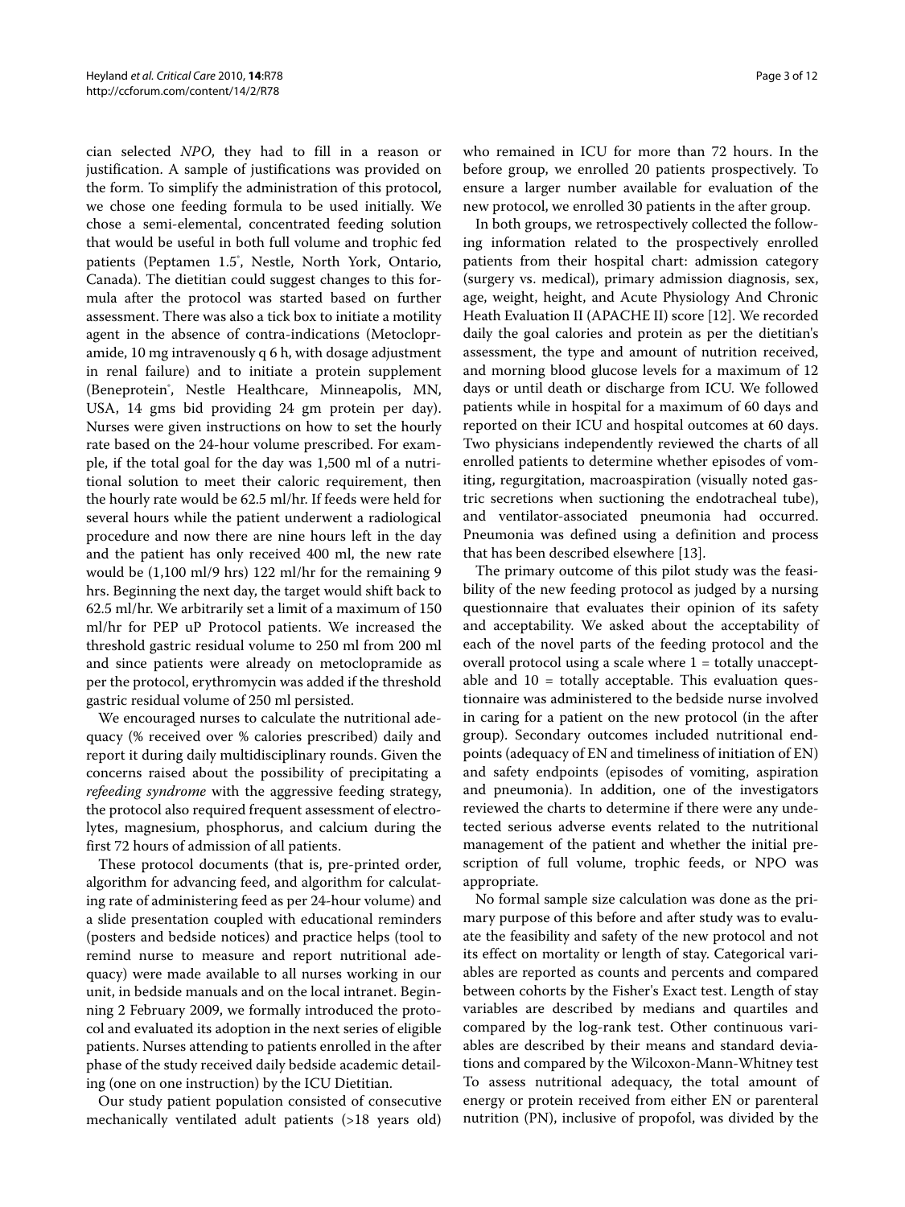cian selected *NPO*, they had to fill in a reason or justification. A sample of justifications was provided on the form. To simplify the administration of this protocol, we chose one feeding formula to be used initially. We chose a semi-elemental, concentrated feeding solution that would be useful in both full volume and trophic fed patients (Peptamen 1.5®, Nestle, North York, Ontario, Canada). The dietitian could suggest changes to this formula after the protocol was started based on further assessment. There was also a tick box to initiate a motility agent in the absence of contra-indications (Metoclopramide, 10 mg intravenously q 6 h, with dosage adjustment in renal failure) and to initiate a protein supplement (Beneprotein®, Nestle Healthcare, Minneapolis, MN, USA, 14 gms bid providing 24 gm protein per day). Nurses were given instructions on how to set the hourly rate based on the 24-hour volume prescribed. For example, if the total goal for the day was 1,500 ml of a nutritional solution to meet their caloric requirement, then the hourly rate would be 62.5 ml/hr. If feeds were held for several hours while the patient underwent a radiological procedure and now there are nine hours left in the day and the patient has only received 400 ml, the new rate would be (1,100 ml/9 hrs) 122 ml/hr for the remaining 9 hrs. Beginning the next day, the target would shift back to 62.5 ml/hr. We arbitrarily set a limit of a maximum of 150 ml/hr for PEP uP Protocol patients. We increased the threshold gastric residual volume to 250 ml from 200 ml and since patients were already on metoclopramide as per the protocol, erythromycin was added if the threshold gastric residual volume of 250 ml persisted.

We encouraged nurses to calculate the nutritional adequacy (% received over % calories prescribed) daily and report it during daily multidisciplinary rounds. Given the concerns raised about the possibility of precipitating a *refeeding syndrome* with the aggressive feeding strategy, the protocol also required frequent assessment of electrolytes, magnesium, phosphorus, and calcium during the first 72 hours of admission of all patients.

These protocol documents (that is, pre-printed order, algorithm for advancing feed, and algorithm for calculating rate of administering feed as per 24-hour volume) and a slide presentation coupled with educational reminders (posters and bedside notices) and practice helps (tool to remind nurse to measure and report nutritional adequacy) were made available to all nurses working in our unit, in bedside manuals and on the local intranet. Beginning 2 February 2009, we formally introduced the protocol and evaluated its adoption in the next series of eligible patients. Nurses attending to patients enrolled in the after phase of the study received daily bedside academic detailing (one on one instruction) by the ICU Dietitian.

Our study patient population consisted of consecutive mechanically ventilated adult patients (>18 years old) who remained in ICU for more than 72 hours. In the before group, we enrolled 20 patients prospectively. To ensure a larger number available for evaluation of the new protocol, we enrolled 30 patients in the after group.

In both groups, we retrospectively collected the following information related to the prospectively enrolled patients from their hospital chart: admission category (surgery vs. medical), primary admission diagnosis, sex, age, weight, height, and Acute Physiology And Chronic Heath Evaluation II (APACHE II) score [12]. We recorded daily the goal calories and protein as per the dietitian's assessment, the type and amount of nutrition received, and morning blood glucose levels for a maximum of 12 days or until death or discharge from ICU. We followed patients while in hospital for a maximum of 60 days and reported on their ICU and hospital outcomes at 60 days. Two physicians independently reviewed the charts of all enrolled patients to determine whether episodes of vomiting, regurgitation, macroaspiration (visually noted gastric secretions when suctioning the endotracheal tube), and ventilator-associated pneumonia had occurred. Pneumonia was defined using a definition and process that has been described elsewhere [13].

The primary outcome of this pilot study was the feasibility of the new feeding protocol as judged by a nursing questionnaire that evaluates their opinion of its safety and acceptability. We asked about the acceptability of each of the novel parts of the feeding protocol and the overall protocol using a scale where 1 = totally unacceptable and 10 = totally acceptable. This evaluation questionnaire was administered to the bedside nurse involved in caring for a patient on the new protocol (in the after group). Secondary outcomes included nutritional endpoints (adequacy of EN and timeliness of initiation of EN) and safety endpoints (episodes of vomiting, aspiration and pneumonia). In addition, one of the investigators reviewed the charts to determine if there were any undetected serious adverse events related to the nutritional management of the patient and whether the initial prescription of full volume, trophic feeds, or NPO was appropriate.

No formal sample size calculation was done as the primary purpose of this before and after study was to evaluate the feasibility and safety of the new protocol and not its effect on mortality or length of stay. Categorical variables are reported as counts and percents and compared between cohorts by the Fisher's Exact test. Length of stay variables are described by medians and quartiles and compared by the log-rank test. Other continuous variables are described by their means and standard deviations and compared by the Wilcoxon-Mann-Whitney test To assess nutritional adequacy, the total amount of energy or protein received from either EN or parenteral nutrition (PN), inclusive of propofol, was divided by the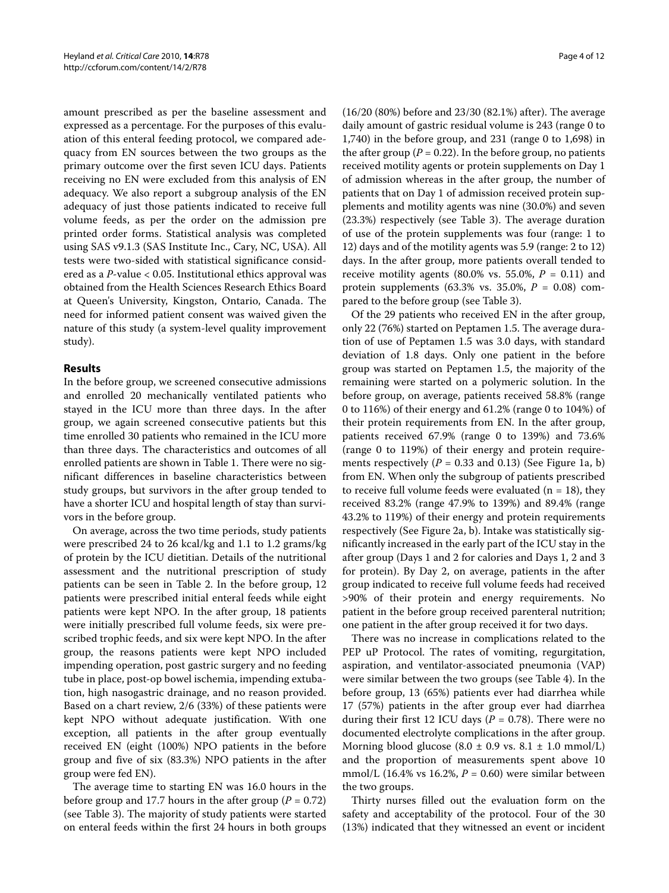amount prescribed as per the baseline assessment and expressed as a percentage. For the purposes of this evaluation of this enteral feeding protocol, we compared adequacy from EN sources between the two groups as the primary outcome over the first seven ICU days. Patients receiving no EN were excluded from this analysis of EN adequacy. We also report a subgroup analysis of the EN adequacy of just those patients indicated to receive full volume feeds, as per the order on the admission pre printed order forms. Statistical analysis was completed using SAS v9.1.3 (SAS Institute Inc., Cary, NC, USA). All tests were two-sided with statistical significance considered as a *P*-value < 0.05. Institutional ethics approval was obtained from the Health Sciences Research Ethics Board at Queen's University, Kingston, Ontario, Canada. The need for informed patient consent was waived given the nature of this study (a system-level quality improvement study).

## Results

In the before group, we screened consecutive admissions and enrolled 20 mechanically ventilated patients who stayed in the ICU more than three days. In the after group, we again screened consecutive patients but this time enrolled 30 patients who remained in the ICU more than three days. The characteristics and outcomes of all enrolled patients are shown in Table 1. There were no significant differences in baseline characteristics between study groups, but survivors in the after group tended to have a shorter ICU and hospital length of stay than survivors in the before group.

On average, across the two time periods, study patients were prescribed 24 to 26 kcal/kg and 1.1 to 1.2 grams/kg of protein by the ICU dietitian. Details of the nutritional assessment and the nutritional prescription of study patients can be seen in Table 2. In the before group, 12 patients were prescribed initial enteral feeds while eight patients were kept NPO. In the after group, 18 patients were initially prescribed full volume feeds, six were prescribed trophic feeds, and six were kept NPO. In the after group, the reasons patients were kept NPO included impending operation, post gastric surgery and no feeding tube in place, post-op bowel ischemia, impending extubation, high nasogastric drainage, and no reason provided. Based on a chart review, 2/6 (33%) of these patients were kept NPO without adequate justification. With one exception, all patients in the after group eventually received EN (eight (100%) NPO patients in the before group and five of six (83.3%) NPO patients in the after group were fed EN).

The average time to starting EN was 16.0 hours in the before group and 17.7 hours in the after group ($P = 0.72$) (see Table 3). The majority of study patients were started on enteral feeds within the first 24 hours in both groups (16/20 (80%) before and 23/30 (82.1%) after). The average daily amount of gastric residual volume is 243 (range 0 to 1,740) in the before group, and 231 (range 0 to 1,698) in the after group ($P = 0.22$). In the before group, no patients received motility agents or protein supplements on Day 1 of admission whereas in the after group, the number of patients that on Day 1 of admission received protein supplements and motility agents was nine (30.0%) and seven (23.3%) respectively (see Table 3). The average duration of use of the protein supplements was four (range: 1 to 12) days and of the motility agents was 5.9 (range: 2 to 12) days. In the after group, more patients overall tended to receive motility agents (80.0% vs. 55.0%, $P = 0.11$) and protein supplements (63.3% vs. 35.0%, $P = 0.08$) compared to the before group (see Table 3).

Of the 29 patients who received EN in the after group, only 22 (76%) started on Peptamen 1.5. The average duration of use of Peptamen 1.5 was 3.0 days, with standard deviation of 1.8 days. Only one patient in the before group was started on Peptamen 1.5, the majority of the remaining were started on a polymeric solution. In the before group, on average, patients received 58.8% (range 0 to 116%) of their energy and 61.2% (range 0 to 104%) of their protein requirements from EN. In the after group, patients received 67.9% (range 0 to 139%) and 73.6% (range 0 to 119%) of their energy and protein requirements respectively ($P = 0.33$ and 0.13) (See Figure 1a, b) from EN. When only the subgroup of patients prescribed to receive full volume feeds were evaluated (n = 18), they received 83.2% (range 47.9% to 139%) and 89.4% (range 43.2% to 119%) of their energy and protein requirements respectively (See Figure 2a, b). Intake was statistically significantly increased in the early part of the ICU stay in the after group (Days 1 and 2 for calories and Days 1, 2 and 3 for protein). By Day 2, on average, patients in the after group indicated to receive full volume feeds had received >90% of their protein and energy requirements. No patient in the before group received parenteral nutrition; one patient in the after group received it for two days.

There was no increase in complications related to the PEP uP Protocol. The rates of vomiting, regurgitation, aspiration, and ventilator-associated pneumonia (VAP) were similar between the two groups (see Table 4). In the before group, 13 (65%) patients ever had diarrhea while 17 (57%) patients in the after group ever had diarrhea during their first 12 ICU days ($P = 0.78$). There were no documented electrolyte complications in the after group. Morning blood glucose ($8.0 \pm 0.9$ vs. $8.1 \pm 1.0$ mmol/L) and the proportion of measurements spent above 10 mmol/L (16.4% vs 16.2%, $P = 0.60$) were similar between the two groups.

Thirty nurses filled out the evaluation form on the safety and acceptability of the protocol. Four of the 30 (13%) indicated that they witnessed an event or incident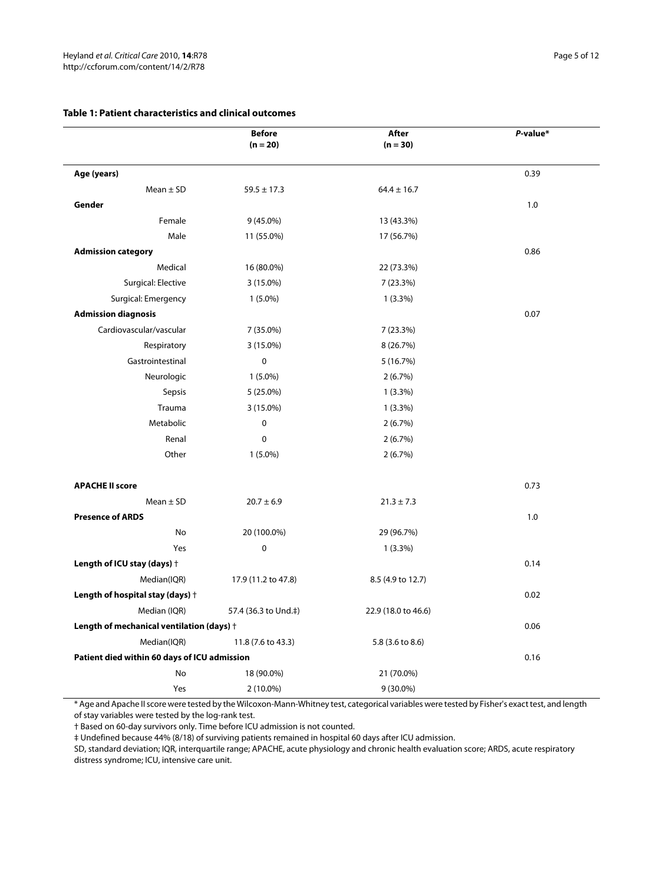**Table 1: Patient characteristics and clinical outcomes**

| | Before (n = 20) | After (n = 30) | *P*-value* |
|---|---|---|---|
| **Age (years)** | | | 0.39 |
| Mean ± SD | 59.5 ± 17.3 | 64.4 ± 16.7 | |
| **Gender** | | | 1.0 |
| Female | 9 (45.0%) | 13 (43.3%) | |
| Male | 11 (55.0%) | 17 (56.7%) | |
| **Admission category** | | | 0.86 |
| Medical | 16 (80.0%) | 22 (73.3%) | |
| Surgical: Elective | 3 (15.0%) | 7 (23.3%) | |
| Surgical: Emergency | 1 (5.0%) | 1 (3.3%) | |
| **Admission diagnosis** | | | 0.07 |
| Cardiovascular/vascular | 7 (35.0%) | 7 (23.3%) | |
| Respiratory | 3 (15.0%) | 8 (26.7%) | |
| Gastrointestinal | 0 | 5 (16.7%) | |
| Neurologic | 1 (5.0%) | 2 (6.7%) | |
| Sepsis | 5 (25.0%) | 1 (3.3%) | |
| Trauma | 3 (15.0%) | 1 (3.3%) | |
| Metabolic | 0 | 2 (6.7%) | |
| Renal | 0 | 2 (6.7%) | |
| Other | 1 (5.0%) | 2 (6.7%) | |
| **APACHE II score** | | | 0.73 |
| Mean ± SD | 20.7 ± 6.9 | 21.3 ± 7.3 | |
| **Presence of ARDS** | | | 1.0 |
| No | 20 (100.0%) | 29 (96.7%) | |
| Yes | 0 | 1 (3.3%) | |
| **Length of ICU stay (days)** † | | | 0.14 |
| Median(IQR) | 17.9 (11.2 to 47.8) | 8.5 (4.9 to 12.7) | |
| **Length of hospital stay (days)** † | | | 0.02 |
| Median (IQR) | 57.4 (36.3 to Und.‡) | 22.9 (18.0 to 46.6) | |
| **Length of mechanical ventilation (days)** † | | | 0.06 |
| Median(IQR) | 11.8 (7.6 to 43.3) | 5.8 (3.6 to 8.6) | |
| **Patient died within 60 days of ICU admission** | | | 0.16 |
| No | 18 (90.0%) | 21 (70.0%) | |
| Yes | 2 (10.0%) | 9 (30.0%) | |

* Age and Apache II score were tested by the Wilcoxon-Mann-Whitney test, categorical variables were tested by Fisher's exact test, and length of stay variables were tested by the log-rank test.

† Based on 60-day survivors only. Time before ICU admission is not counted.

‡ Undefined because 44% (8/18) of surviving patients remained in hospital 60 days after ICU admission.

SD, standard deviation; IQR, interquartile range; APACHE, acute physiology and chronic health evaluation score; ARDS, acute respiratory distress syndrome; ICU, intensive care unit.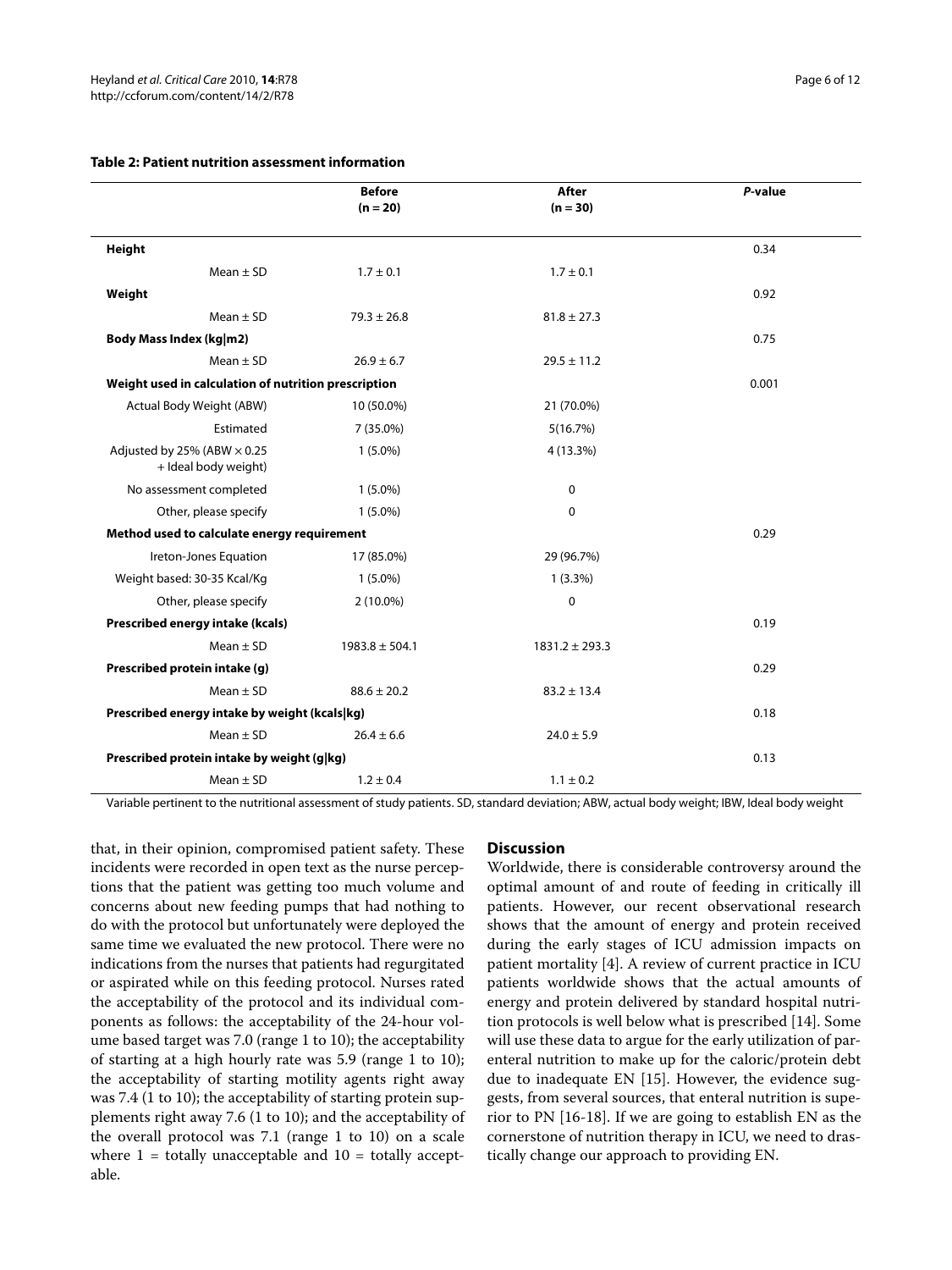**Table 2: Patient nutrition assessment information**

| | Before (n = 20) | After (n = 30) | *P*-value |
|---|---|---|---|
| **Height** | | | 0.34 |
| Mean ± SD | 1.7 ± 0.1 | 1.7 ± 0.1 | |
| **Weight** | | | 0.92 |
| Mean ± SD | 79.3 ± 26.8 | 81.8 ± 27.3 | |
| **Body Mass Index (kg\|m2)** | | | 0.75 |
| Mean ± SD | 26.9 ± 6.7 | 29.5 ± 11.2 | |
| **Weight used in calculation of nutrition prescription** | | | 0.001 |
| Actual Body Weight (ABW) | 10 (50.0%) | 21 (70.0%) | |
| Estimated | 7 (35.0%) | 5(16.7%) | |
| Adjusted by 25% (ABW × 0.25 + Ideal body weight) | 1 (5.0%) | 4 (13.3%) | |
| No assessment completed | 1 (5.0%) | 0 | |
| Other, please specify | 1 (5.0%) | 0 | |
| **Method used to calculate energy requirement** | | | 0.29 |
| Ireton-Jones Equation | 17 (85.0%) | 29 (96.7%) | |
| Weight based: 30-35 Kcal/Kg | 1 (5.0%) | 1 (3.3%) | |
| Other, please specify | 2 (10.0%) | 0 | |
| **Prescribed energy intake (kcals)** | | | 0.19 |
| Mean ± SD | 1983.8 ± 504.1 | 1831.2 ± 293.3 | |
| **Prescribed protein intake (g)** | | | 0.29 |
| Mean ± SD | 88.6 ± 20.2 | 83.2 ± 13.4 | |
| **Prescribed energy intake by weight (kcals\|kg)** | | | 0.18 |
| Mean ± SD | 26.4 ± 6.6 | 24.0 ± 5.9 | |
| **Prescribed protein intake by weight (g\|kg)** | | | 0.13 |
| Mean ± SD | 1.2 ± 0.4 | 1.1 ± 0.2 | |

Variable pertinent to the nutritional assessment of study patients. SD, standard deviation; ABW, actual body weight; IBW, Ideal body weight

that, in their opinion, compromised patient safety. These incidents were recorded in open text as the nurse perceptions that the patient was getting too much volume and concerns about new feeding pumps that had nothing to do with the protocol but unfortunately were deployed the same time we evaluated the new protocol. There were no indications from the nurses that patients had regurgitated or aspirated while on this feeding protocol. Nurses rated the acceptability of the protocol and its individual components as follows: the acceptability of the 24-hour volume based target was 7.0 (range 1 to 10); the acceptability of starting at a high hourly rate was 5.9 (range 1 to 10); the acceptability of starting motility agents right away was 7.4 (1 to 10); the acceptability of starting protein supplements right away 7.6 (1 to 10); and the acceptability of the overall protocol was 7.1 (range 1 to 10) on a scale where 1 = totally unacceptable and 10 = totally acceptable.

## Discussion

Worldwide, there is considerable controversy around the optimal amount of and route of feeding in critically ill patients. However, our recent observational research shows that the amount of energy and protein received during the early stages of ICU admission impacts on patient mortality [4]. A review of current practice in ICU patients worldwide shows that the actual amounts of energy and protein delivered by standard hospital nutrition protocols is well below what is prescribed [14]. Some will use these data to argue for the early utilization of parenteral nutrition to make up for the caloric/protein debt due to inadequate EN [15]. However, the evidence suggests, from several sources, that enteral nutrition is superior to PN [16-18]. If we are going to establish EN as the cornerstone of nutrition therapy in ICU, we need to drastically change our approach to providing EN.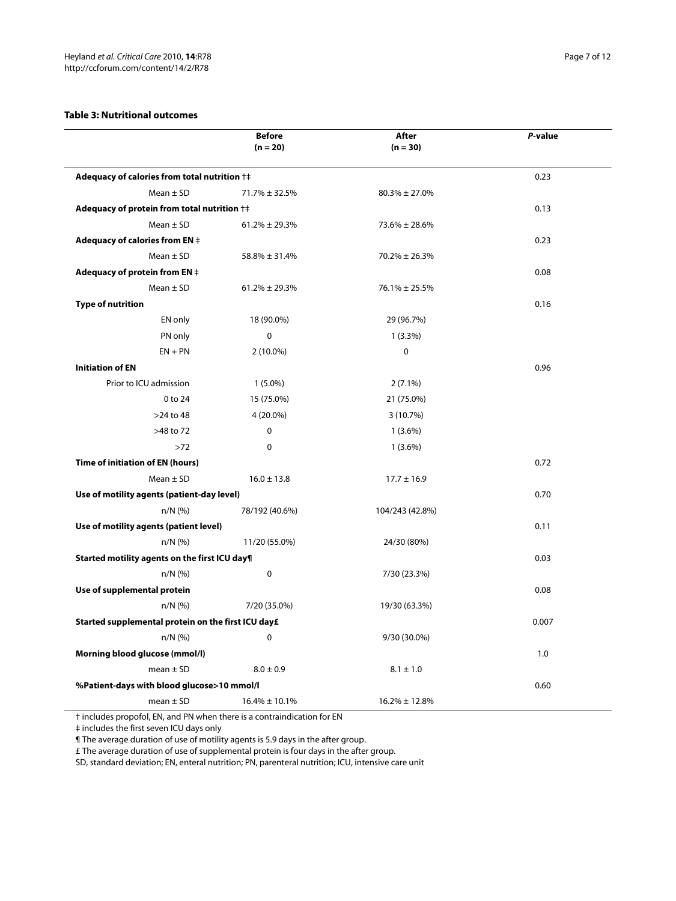**Table 3: Nutritional outcomes**

| | Before (n = 20) | After (n = 30) | *P*-value |
|---|---|---|---|
| **Adequacy of calories from total nutrition †‡** | | | 0.23 |
| Mean ± SD | 71.7% ± 32.5% | 80.3% ± 27.0% | |
| **Adequacy of protein from total nutrition †‡** | | | 0.13 |
| Mean ± SD | 61.2% ± 29.3% | 73.6% ± 28.6% | |
| **Adequacy of calories from EN ‡** | | | 0.23 |
| Mean ± SD | 58.8% ± 31.4% | 70.2% ± 26.3% | |
| **Adequacy of protein from EN ‡** | | | 0.08 |
| Mean ± SD | 61.2% ± 29.3% | 76.1% ± 25.5% | |
| **Type of nutrition** | | | 0.16 |
| EN only | 18 (90.0%) | 29 (96.7%) | |
| PN only | 0 | 1 (3.3%) | |
| EN + PN | 2 (10.0%) | 0 | |
| **Initiation of EN** | | | 0.96 |
| Prior to ICU admission | 1 (5.0%) | 2 (7.1%) | |
| 0 to 24 | 15 (75.0%) | 21 (75.0%) | |
| >24 to 48 | 4 (20.0%) | 3 (10.7%) | |
| >48 to 72 | 0 | 1 (3.6%) | |
| >72 | 0 | 1 (3.6%) | |
| **Time of initiation of EN (hours)** | | | 0.72 |
| Mean ± SD | 16.0 ± 13.8 | 17.7 ± 16.9 | |
| **Use of motility agents (patient-day level)** | | | 0.70 |
| n/N (%) | 78/192 (40.6%) | 104/243 (42.8%) | |
| **Use of motility agents (patient level)** | | | 0.11 |
| n/N (%) | 11/20 (55.0%) | 24/30 (80%) | |
| **Started motility agents on the first ICU day¶** | | | 0.03 |
| n/N (%) | 0 | 7/30 (23.3%) | |
| **Use of supplemental protein** | | | 0.08 |
| n/N (%) | 7/20 (35.0%) | 19/30 (63.3%) | |
| **Started supplemental protein on the first ICU day£** | | | 0.007 |
| n/N (%) | 0 | 9/30 (30.0%) | |
| **Morning blood glucose (mmol/l)** | | | 1.0 |
| mean ± SD | 8.0 ± 0.9 | 8.1 ± 1.0 | |
| **%Patient-days with blood glucose>10 mmol/l** | | | 0.60 |
| mean ± SD | 16.4% ± 10.1% | 16.2% ± 12.8% | |

† includes propofol, EN, and PN when there is a contraindication for EN

‡ includes the first seven ICU days only

¶ The average duration of use of motility agents is 5.9 days in the after group.

£ The average duration of use of supplemental protein is four days in the after group.

SD, standard deviation; EN, enteral nutrition; PN, parenteral nutrition; ICU, intensive care unit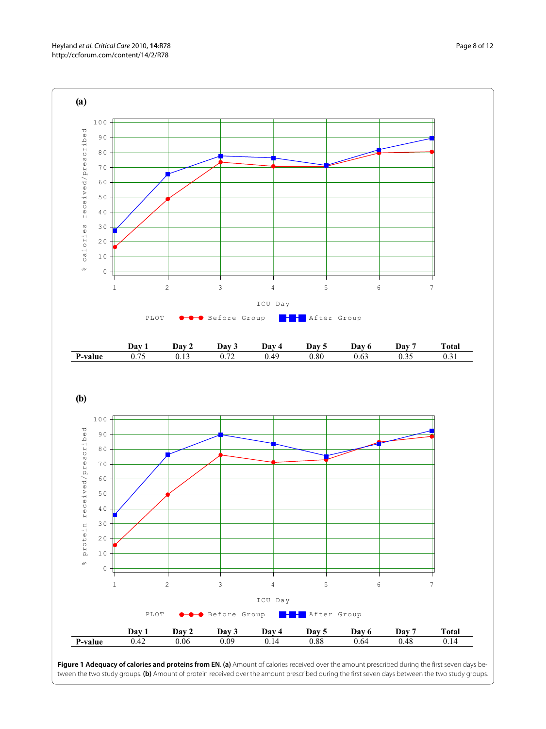**(a)**

| | Day 1 | Day 2 | Day 3 | Day 4 | Day 5 | Day 6 | Day 7 | Total |
|---|---|---|---|---|---|---|---|---|
| **P-value** | 0.75 | 0.13 | 0.72 | 0.49 | 0.80 | 0.63 | 0.35 | 0.31 |

**(b)**

| | Day 1 | Day 2 | Day 3 | Day 4 | Day 5 | Day 6 | Day 7 | Total |
|---|---|---|---|---|---|---|---|---|
| **P-value** | 0.42 | 0.06 | 0.09 | 0.14 | 0.88 | 0.64 | 0.48 | 0.14 |

**Figure 1 Adequacy of calories and proteins from EN**. **(a)** Amount of calories received over the amount prescribed during the first seven days between the two study groups. **(b)** Amount of protein received over the amount prescribed during the first seven days between the two study groups.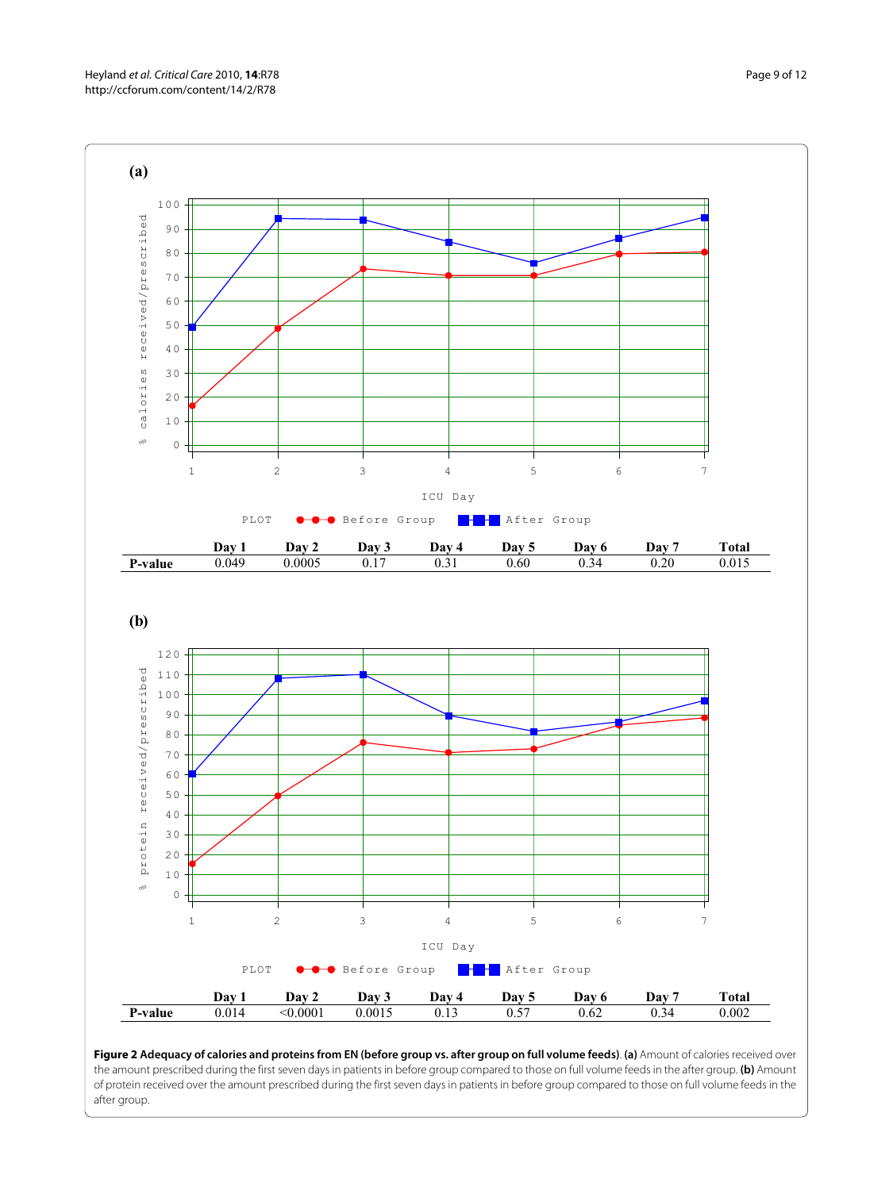**(a)**

| | Day 1 | Day 2 | Day 3 | Day 4 | Day 5 | Day 6 | Day 7 | Total |
|---|---|---|---|---|---|---|---|---|
| **P-value** | 0.049 | 0.0005 | 0.17 | 0.31 | 0.60 | 0.34 | 0.20 | 0.015 |

**(b)**

| | Day 1 | Day 2 | Day 3 | Day 4 | Day 5 | Day 6 | Day 7 | Total |
|---|---|---|---|---|---|---|---|---|
| **P-value** | 0.014 | <0.0001 | 0.0015 | 0.13 | 0.57 | 0.62 | 0.34 | 0.002 |

**Figure 2 Adequacy of calories and proteins from EN (before group vs. after group on full volume feeds)**. **(a)** Amount of calories received over the amount prescribed during the first seven days in patients in before group compared to those on full volume feeds in the after group. **(b)** Amount of protein received over the amount prescribed during the first seven days in patients in before group compared to those on full volume feeds in the after group.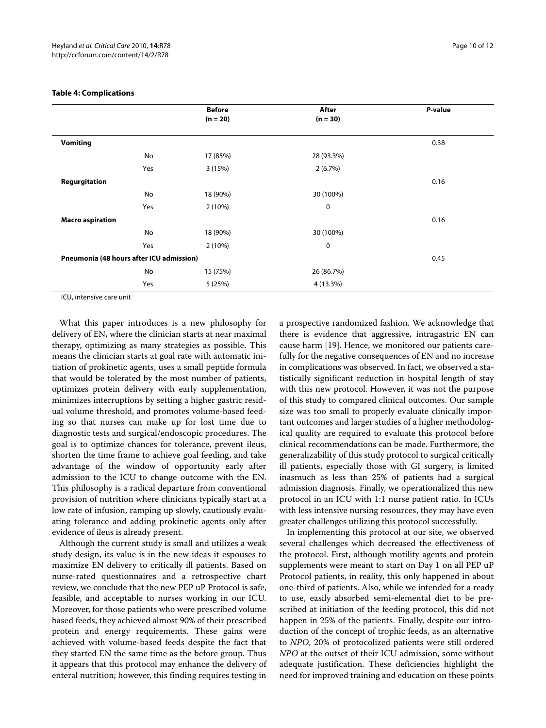**Table 4: Complications**

| | | Before (n = 20) | After (n = 30) | *P*-value |
|---|---|---|---|---|
| **Vomiting** | | | | 0.38 |
| | No | 17 (85%) | 28 (93.3%) | |
| | Yes | 3 (15%) | 2 (6.7%) | |
| **Regurgitation** | | | | 0.16 |
| | No | 18 (90%) | 30 (100%) | |
| | Yes | 2 (10%) | 0 | |
| **Macro aspiration** | | | | 0.16 |
| | No | 18 (90%) | 30 (100%) | |
| | Yes | 2 (10%) | 0 | |
| **Pneumonia (48 hours after ICU admission)** | | | | 0.45 |
| | No | 15 (75%) | 26 (86.7%) | |
| | Yes | 5 (25%) | 4 (13.3%) | |

ICU, intensive care unit

What this paper introduces is a new philosophy for delivery of EN, where the clinician starts at near maximal therapy, optimizing as many strategies as possible. This means the clinician starts at goal rate with automatic initiation of prokinetic agents, uses a small peptide formula that would be tolerated by the most number of patients, optimizes protein delivery with early supplementation, minimizes interruptions by setting a higher gastric residual volume threshold, and promotes volume-based feeding so that nurses can make up for lost time due to diagnostic tests and surgical/endoscopic procedures. The goal is to optimize chances for tolerance, prevent ileus, shorten the time frame to achieve goal feeding, and take advantage of the window of opportunity early after admission to the ICU to change outcome with the EN. This philosophy is a radical departure from conventional provision of nutrition where clinicians typically start at a low rate of infusion, ramping up slowly, cautiously evaluating tolerance and adding prokinetic agents only after evidence of ileus is already present.

Although the current study is small and utilizes a weak study design, its value is in the new ideas it espouses to maximize EN delivery to critically ill patients. Based on nurse-rated questionnaires and a retrospective chart review, we conclude that the new PEP uP Protocol is safe, feasible, and acceptable to nurses working in our ICU. Moreover, for those patients who were prescribed volume based feeds, they achieved almost 90% of their prescribed protein and energy requirements. These gains were achieved with volume-based feeds despite the fact that they started EN the same time as the before group. Thus it appears that this protocol may enhance the delivery of enteral nutrition; however, this finding requires testing in a prospective randomized fashion. We acknowledge that there is evidence that aggressive, intragastric EN can cause harm [19]. Hence, we monitored our patients carefully for the negative consequences of EN and no increase in complications was observed. In fact, we observed a statistically significant reduction in hospital length of stay with this new protocol. However, it was not the purpose of this study to compared clinical outcomes. Our sample size was too small to properly evaluate clinically important outcomes and larger studies of a higher methodological quality are required to evaluate this protocol before clinical recommendations can be made. Furthermore, the generalizability of this study protocol to surgical critically ill patients, especially those with GI surgery, is limited inasmuch as less than 25% of patients had a surgical admission diagnosis. Finally, we operationalized this new protocol in an ICU with 1:1 nurse patient ratio. In ICUs with less intensive nursing resources, they may have even greater challenges utilizing this protocol successfully.

In implementing this protocol at our site, we observed several challenges which decreased the effectiveness of the protocol. First, although motility agents and protein supplements were meant to start on Day 1 on all PEP uP Protocol patients, in reality, this only happened in about one-third of patients. Also, while we intended for a ready to use, easily absorbed semi-elemental diet to be prescribed at initiation of the feeding protocol, this did not happen in 25% of the patients. Finally, despite our introduction of the concept of trophic feeds, as an alternative to *NPO*, 20% of protocolized patients were still ordered *NPO* at the outset of their ICU admission, some without adequate justification. These deficiencies highlight the need for improved training and education on these points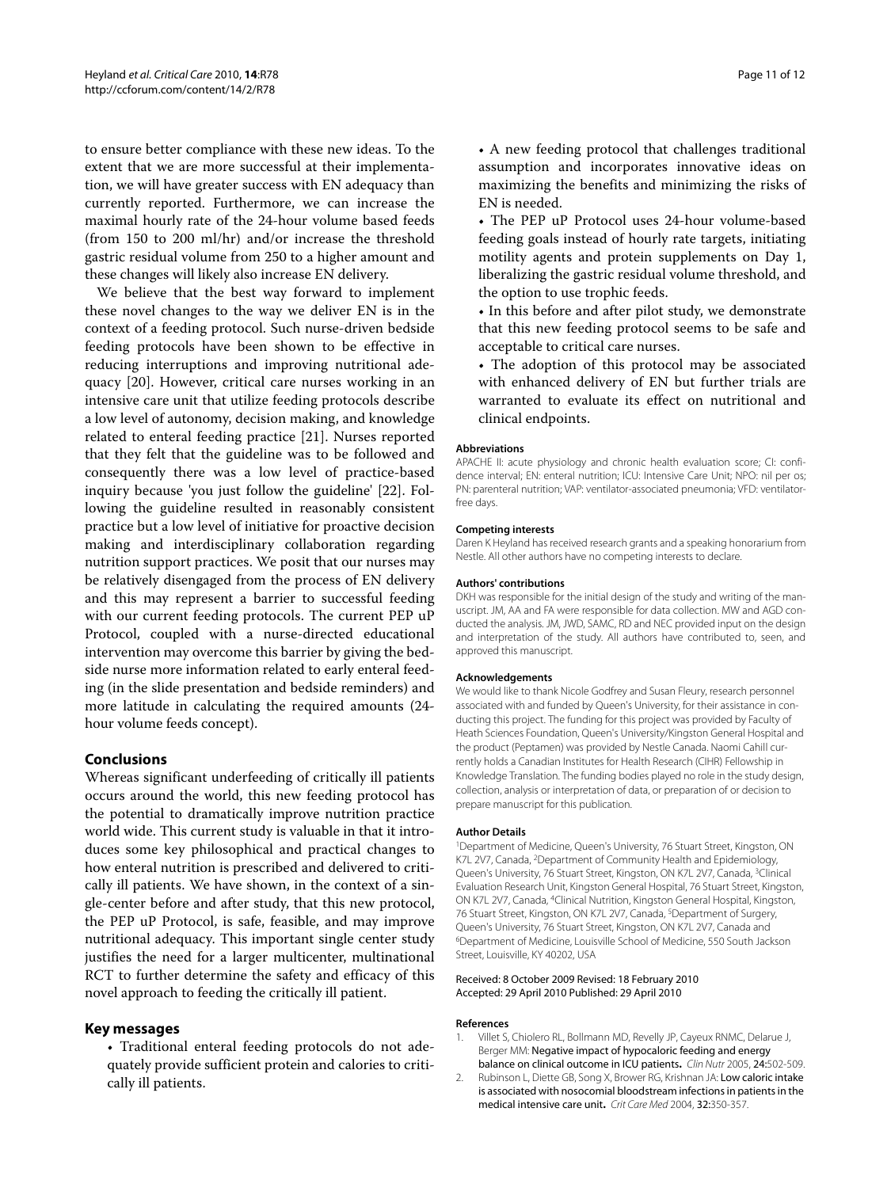to ensure better compliance with these new ideas. To the extent that we are more successful at their implementation, we will have greater success with EN adequacy than currently reported. Furthermore, we can increase the maximal hourly rate of the 24-hour volume based feeds (from 150 to 200 ml/hr) and/or increase the threshold gastric residual volume from 250 to a higher amount and these changes will likely also increase EN delivery.

We believe that the best way forward to implement these novel changes to the way we deliver EN is in the context of a feeding protocol. Such nurse-driven bedside feeding protocols have been shown to be effective in reducing interruptions and improving nutritional adequacy [20]. However, critical care nurses working in an intensive care unit that utilize feeding protocols describe a low level of autonomy, decision making, and knowledge related to enteral feeding practice [21]. Nurses reported that they felt that the guideline was to be followed and consequently there was a low level of practice-based inquiry because 'you just follow the guideline' [22]. Following the guideline resulted in reasonably consistent practice but a low level of initiative for proactive decision making and interdisciplinary collaboration regarding nutrition support practices. We posit that our nurses may be relatively disengaged from the process of EN delivery and this may represent a barrier to successful feeding with our current feeding protocols. The current PEP uP Protocol, coupled with a nurse-directed educational intervention may overcome this barrier by giving the bedside nurse more information related to early enteral feeding (in the slide presentation and bedside reminders) and more latitude in calculating the required amounts (24-hour volume feeds concept).

## Conclusions

Whereas significant underfeeding of critically ill patients occurs around the world, this new feeding protocol has the potential to dramatically improve nutrition practice world wide. This current study is valuable in that it introduces some key philosophical and practical changes to how enteral nutrition is prescribed and delivered to critically ill patients. We have shown, in the context of a single-center before and after study, that this new protocol, the PEP uP Protocol, is safe, feasible, and may improve nutritional adequacy. This important single center study justifies the need for a larger multicenter, multinational RCT to further determine the safety and efficacy of this novel approach to feeding the critically ill patient.

## Key messages

- Traditional enteral feeding protocols do not adequately provide sufficient protein and calories to critically ill patients.
- A new feeding protocol that challenges traditional assumption and incorporates innovative ideas on maximizing the benefits and minimizing the risks of EN is needed.
- The PEP uP Protocol uses 24-hour volume-based feeding goals instead of hourly rate targets, initiating motility agents and protein supplements on Day 1, liberalizing the gastric residual volume threshold, and the option to use trophic feeds.
- In this before and after pilot study, we demonstrate that this new feeding protocol seems to be safe and acceptable to critical care nurses.
- The adoption of this protocol may be associated with enhanced delivery of EN but further trials are warranted to evaluate its effect on nutritional and clinical endpoints.

#### Abbreviations

APACHE II: acute physiology and chronic health evaluation score; CI: confidence interval; EN: enteral nutrition; ICU: Intensive Care Unit; NPO: nil per os; PN: parenteral nutrition; VAP: ventilator-associated pneumonia; VFD: ventilator-free days.

#### Competing interests

Daren K Heyland has received research grants and a speaking honorarium from Nestle. All other authors have no competing interests to declare.

#### Authors' contributions

DKH was responsible for the initial design of the study and writing of the manuscript. JM, AA and FA were responsible for data collection. MW and AGD conducted the analysis. JM, JWD, SAMC, RD and NEC provided input on the design and interpretation of the study. All authors have contributed to, seen, and approved this manuscript.

#### Acknowledgements

We would like to thank Nicole Godfrey and Susan Fleury, research personnel associated with and funded by Queen's University, for their assistance in conducting this project. The funding for this project was provided by Faculty of Heath Sciences Foundation, Queen's University/Kingston General Hospital and the product (Peptamen) was provided by Nestle Canada. Naomi Cahill currently holds a Canadian Institutes for Health Research (CIHR) Fellowship in Knowledge Translation. The funding bodies played no role in the study design, collection, analysis or interpretation of data, or preparation of or decision to prepare manuscript for this publication.

#### Author Details

[1]Department of Medicine, Queen's University, 76 Stuart Street, Kingston, ON K7L 2V7, Canada, [2]Department of Community Health and Epidemiology, Queen's University, 76 Stuart Street, Kingston, ON K7L 2V7, Canada, [3]Clinical Evaluation Research Unit, Kingston General Hospital, 76 Stuart Street, Kingston, ON K7L 2V7, Canada, [4]Clinical Nutrition, Kingston General Hospital, Kingston, 76 Stuart Street, Kingston, ON K7L 2V7, Canada, [5]Department of Surgery, Queen's University, 76 Stuart Street, Kingston, ON K7L 2V7, Canada and [6]Department of Medicine, Louisville School of Medicine, 550 South Jackson Street, Louisville, KY 40202, USA

Received: 8 October 2009 Revised: 18 February 2010
Accepted: 29 April 2010 Published: 29 April 2010

#### References

1. Villet S, Chiolero RL, Bollmann MD, Revelly JP, Cayeux RNMC, Delarue J, Berger MM: **Negative impact of hypocaloric feeding and energy balance on clinical outcome in ICU patients.** *Clin Nutr* 2005, **24:**502-509.
2. Rubinson L, Diette GB, Song X, Brower RG, Krishnan JA: **Low caloric intake is associated with nosocomial bloodstream infections in patients in the medical intensive care unit.** *Crit Care Med* 2004, **32:**350-357.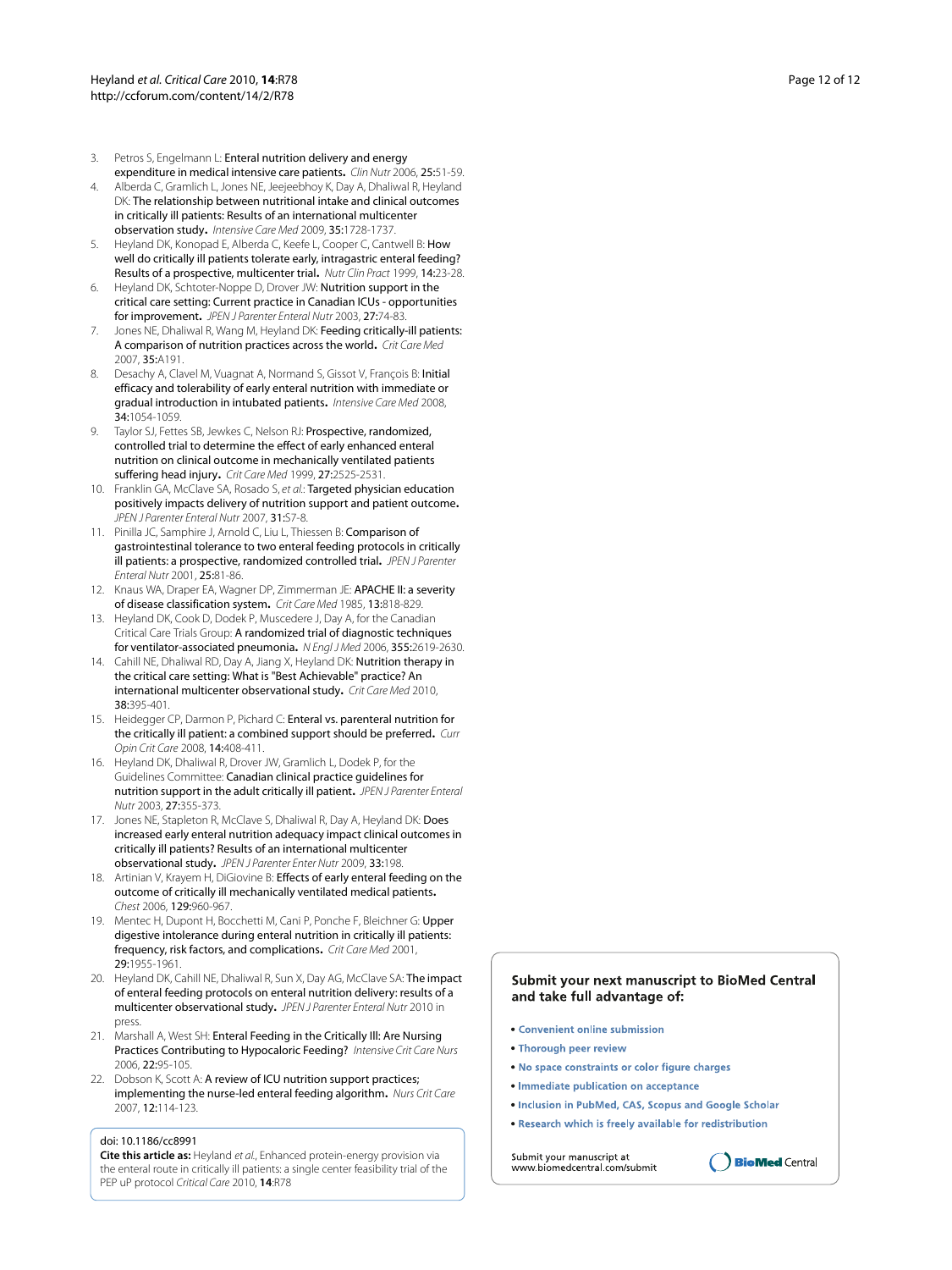3. Petros S, Engelmann L: **Enteral nutrition delivery and energy expenditure in medical intensive care patients.** *Clin Nutr* 2006, **25:**51-59.
4. Alberda C, Gramlich L, Jones NE, Jeejeebhoy K, Day A, Dhaliwal R, Heyland DK: **The relationship between nutritional intake and clinical outcomes in critically ill patients: Results of an international multicenter observation study.** *Intensive Care Med* 2009, **35:**1728-1737.
5. Heyland DK, Konopad E, Alberda C, Keefe L, Cooper C, Cantwell B: **How well do critically ill patients tolerate early, intragastric enteral feeding? Results of a prospective, multicenter trial.** *Nutr Clin Pract* 1999, **14:**23-28.
6. Heyland DK, Schtoter-Noppe D, Drover JW: **Nutrition support in the critical care setting: Current practice in Canadian ICUs - opportunities for improvement.** *JPEN J Parenter Enteral Nutr* 2003, **27:**74-83.
7. Jones NE, Dhaliwal R, Wang M, Heyland DK: **Feeding critically-ill patients: A comparison of nutrition practices across the world.** *Crit Care Med* 2007, **35:**A191.
8. Desachy A, Clavel M, Vuagnat A, Normand S, Gissot V, François B: **Initial efficacy and tolerability of early enteral nutrition with immediate or gradual introduction in intubated patients.** *Intensive Care Med* 2008, **34:**1054-1059.
9. Taylor SJ, Fettes SB, Jewkes C, Nelson RJ: **Prospective, randomized, controlled trial to determine the effect of early enhanced enteral nutrition on clinical outcome in mechanically ventilated patients suffering head injury.** *Crit Care Med* 1999, **27:**2525-2531.
10. Franklin GA, McClave SA, Rosado S, *et al.*: **Targeted physician education positively impacts delivery of nutrition support and patient outcome.** *JPEN J Parenter Enteral Nutr* 2007, **31:**S7-8.
11. Pinilla JC, Samphire J, Arnold C, Liu L, Thiessen B: **Comparison of gastrointestinal tolerance to two enteral feeding protocols in critically ill patients: a prospective, randomized controlled trial.** *JPEN J Parenter Enteral Nutr* 2001, **25:**81-86.
12. Knaus WA, Draper EA, Wagner DP, Zimmerman JE: **APACHE II: a severity of disease classification system.** *Crit Care Med* 1985, **13:**818-829.
13. Heyland DK, Cook D, Dodek P, Muscedere J, Day A, for the Canadian Critical Care Trials Group: **A randomized trial of diagnostic techniques for ventilator-associated pneumonia.** *N Engl J Med* 2006, **355:**2619-2630.
14. Cahill NE, Dhaliwal RD, Day A, Jiang X, Heyland DK: **Nutrition therapy in the critical care setting: What is "Best Achievable" practice? An international multicenter observational study.** *Crit Care Med* 2010, **38:**395-401.
15. Heidegger CP, Darmon P, Pichard C: **Enteral vs. parenteral nutrition for the critically ill patient: a combined support should be preferred.** *Curr Opin Crit Care* 2008, **14:**408-411.
16. Heyland DK, Dhaliwal R, Drover JW, Gramlich L, Dodek P, for the Guidelines Committee: **Canadian clinical practice guidelines for nutrition support in the adult critically ill patient.** *JPEN J Parenter Enteral Nutr* 2003, **27:**355-373.
17. Jones NE, Stapleton R, McClave S, Dhaliwal R, Day A, Heyland DK: **Does increased early enteral nutrition adequacy impact clinical outcomes in critically ill patients? Results of an international multicenter observational study.** *JPEN J Parenter Enter Nutr* 2009, **33:**198.
18. Artinian V, Krayem H, DiGiovine B: **Effects of early enteral feeding on the outcome of critically ill mechanically ventilated medical patients.** *Chest* 2006, **129:**960-967.
19. Mentec H, Dupont H, Bocchetti M, Cani P, Ponche F, Bleichner G: **Upper digestive intolerance during enteral nutrition in critically ill patients: frequency, risk factors, and complications.** *Crit Care Med* 2001, **29:**1955-1961.
20. Heyland DK, Cahill NE, Dhaliwal R, Sun X, Day AG, McClave SA: **The impact of enteral feeding protocols on enteral nutrition delivery: results of a multicenter observational study.** *JPEN J Parenter Enteral Nutr* 2010 in press.
21. Marshall A, West SH: **Enteral Feeding in the Critically Ill: Are Nursing Practices Contributing to Hypocaloric Feeding?** *Intensive Crit Care Nurs* 2006, **22:**95-105.
22. Dobson K, Scott A: **A review of ICU nutrition support practices; implementing the nurse-led enteral feeding algorithm.** *Nurs Crit Care* 2007, **12:**114-123.

doi: 10.1186/cc8991

**Cite this article as:** Heyland *et al.*, Enhanced protein-energy provision via the enteral route in critically ill patients: a single center feasibility trial of the PEP uP protocol *Critical Care* 2010, **14**:R78

**Submit your next manuscript to BioMed Central and take full advantage of:**

- Convenient online submission
- Thorough peer review
- No space constraints or color figure charges
- Immediate publication on acceptance
- Inclusion in PubMed, CAS, Scopus and Google Scholar
- Research which is freely available for redistribution

Submit your manuscript at www.biomedcentral.com/submit

BioMed Central